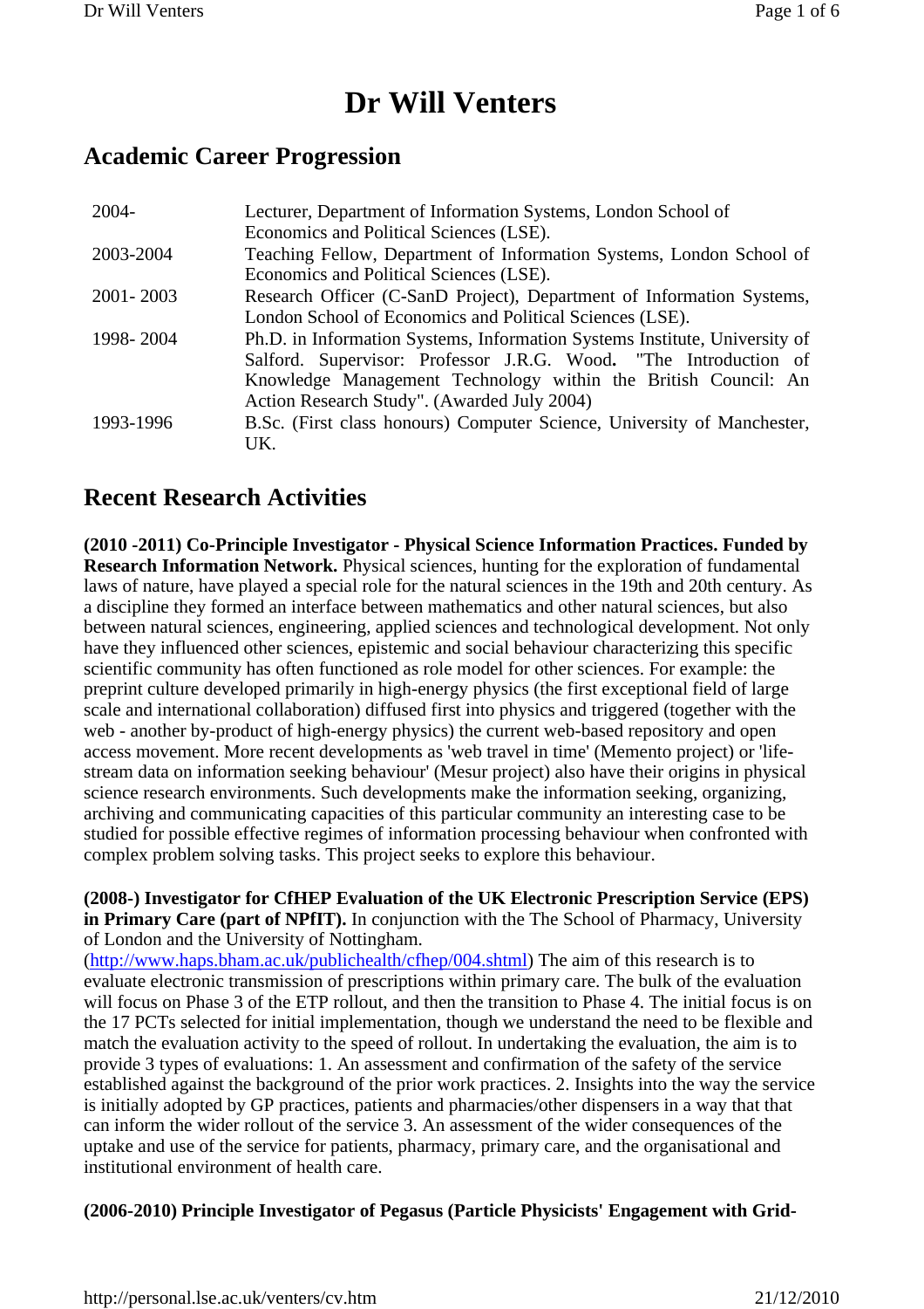# Dr Will Venters

## Academic Career Progression

| | |
|---|---|
| 2004- | Lecturer, Department of Information Systems, London School of Economics and Political Sciences (LSE). |
| 2003-2004 | Teaching Fellow, Department of Information Systems, London School of Economics and Political Sciences (LSE). |
| 2001- 2003 | Research Officer (C-SanD Project), Department of Information Systems, London School of Economics and Political Sciences (LSE). |
| 1998- 2004 | Ph.D. in Information Systems, Information Systems Institute, University of Salford. Supervisor: Professor J.R.G. Wood**.** "The Introduction of Knowledge Management Technology within the British Council: An Action Research Study". (Awarded July 2004) |
| 1993-1996 | B.Sc. (First class honours) Computer Science, University of Manchester, UK. |

## Recent Research Activities

**(2010 -2011) Co-Principle Investigator - Physical Science Information Practices. Funded by Research Information Network.** Physical sciences, hunting for the exploration of fundamental laws of nature, have played a special role for the natural sciences in the 19th and 20th century. As a discipline they formed an interface between mathematics and other natural sciences, but also between natural sciences, engineering, applied sciences and technological development. Not only have they influenced other sciences, epistemic and social behaviour characterizing this specific scientific community has often functioned as role model for other sciences. For example: the preprint culture developed primarily in high-energy physics (the first exceptional field of large scale and international collaboration) diffused first into physics and triggered (together with the web - another by-product of high-energy physics) the current web-based repository and open access movement. More recent developments as 'web travel in time' (Memento project) or 'life-stream data on information seeking behaviour' (Mesur project) also have their origins in physical science research environments. Such developments make the information seeking, organizing, archiving and communicating capacities of this particular community an interesting case to be studied for possible effective regimes of information processing behaviour when confronted with complex problem solving tasks. This project seeks to explore this behaviour.

**(2008-) Investigator for CfHEP Evaluation of the UK Electronic Prescription Service (EPS) in Primary Care (part of NPfIT).** In conjunction with the The School of Pharmacy, University of London and the University of Nottingham. (http://www.haps.bham.ac.uk/publichealth/cfhep/004.shtml) The aim of this research is to evaluate electronic transmission of prescriptions within primary care. The bulk of the evaluation will focus on Phase 3 of the ETP rollout, and then the transition to Phase 4. The initial focus is on the 17 PCTs selected for initial implementation, though we understand the need to be flexible and match the evaluation activity to the speed of rollout. In undertaking the evaluation, the aim is to provide 3 types of evaluations: 1. An assessment and confirmation of the safety of the service established against the background of the prior work practices. 2. Insights into the way the service is initially adopted by GP practices, patients and pharmacies/other dispensers in a way that that can inform the wider rollout of the service 3. An assessment of the wider consequences of the uptake and use of the service for patients, pharmacy, primary care, and the organisational and institutional environment of health care.

**(2006-2010) Principle Investigator of Pegasus (Particle Physicists' Engagement with Grid-**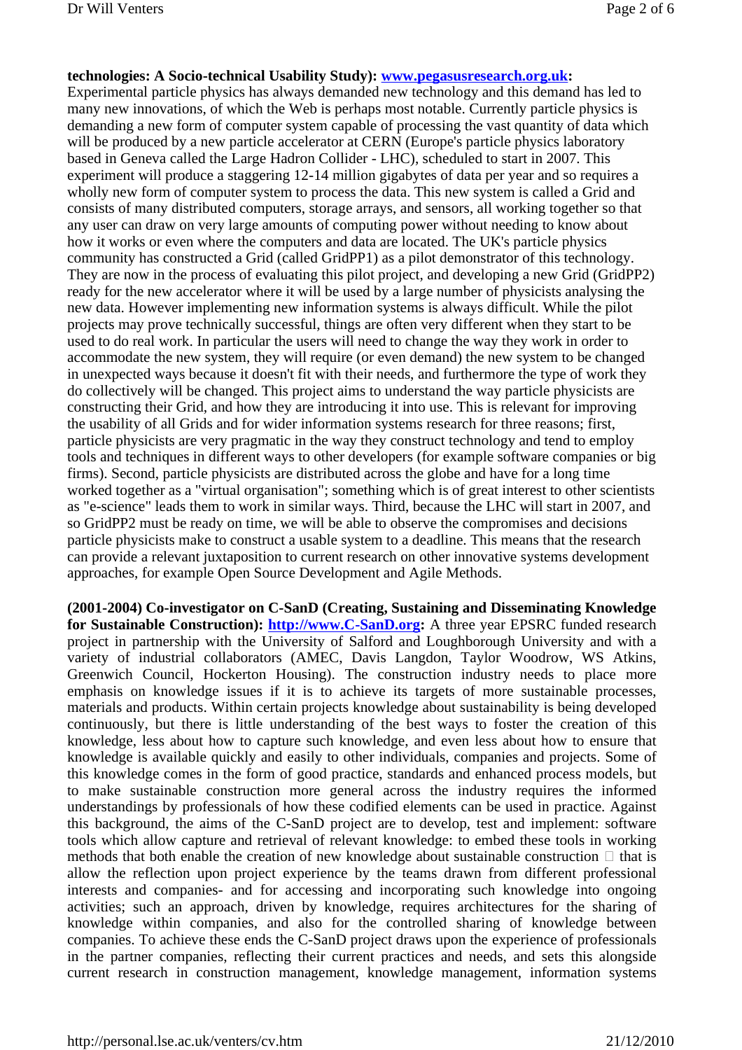**technologies: A Socio-technical Usability Study): www.pegasusresearch.org.uk:** Experimental particle physics has always demanded new technology and this demand has led to many new innovations, of which the Web is perhaps most notable. Currently particle physics is demanding a new form of computer system capable of processing the vast quantity of data which will be produced by a new particle accelerator at CERN (Europe's particle physics laboratory based in Geneva called the Large Hadron Collider - LHC), scheduled to start in 2007. This experiment will produce a staggering 12-14 million gigabytes of data per year and so requires a wholly new form of computer system to process the data. This new system is called a Grid and consists of many distributed computers, storage arrays, and sensors, all working together so that any user can draw on very large amounts of computing power without needing to know about how it works or even where the computers and data are located. The UK's particle physics community has constructed a Grid (called GridPP1) as a pilot demonstrator of this technology. They are now in the process of evaluating this pilot project, and developing a new Grid (GridPP2) ready for the new accelerator where it will be used by a large number of physicists analysing the new data. However implementing new information systems is always difficult. While the pilot projects may prove technically successful, things are often very different when they start to be used to do real work. In particular the users will need to change the way they work in order to accommodate the new system, they will require (or even demand) the new system to be changed in unexpected ways because it doesn't fit with their needs, and furthermore the type of work they do collectively will be changed. This project aims to understand the way particle physicists are constructing their Grid, and how they are introducing it into use. This is relevant for improving the usability of all Grids and for wider information systems research for three reasons; first, particle physicists are very pragmatic in the way they construct technology and tend to employ tools and techniques in different ways to other developers (for example software companies or big firms). Second, particle physicists are distributed across the globe and have for a long time worked together as a "virtual organisation"; something which is of great interest to other scientists as "e-science" leads them to work in similar ways. Third, because the LHC will start in 2007, and so GridPP2 must be ready on time, we will be able to observe the compromises and decisions particle physicists make to construct a usable system to a deadline. This means that the research can provide a relevant juxtaposition to current research on other innovative systems development approaches, for example Open Source Development and Agile Methods.

**(2001-2004) Co-investigator on C-SanD (Creating, Sustaining and Disseminating Knowledge for Sustainable Construction): http://www.C-SanD.org:** A three year EPSRC funded research project in partnership with the University of Salford and Loughborough University and with a variety of industrial collaborators (AMEC, Davis Langdon, Taylor Woodrow, WS Atkins, Greenwich Council, Hockerton Housing). The construction industry needs to place more emphasis on knowledge issues if it is to achieve its targets of more sustainable processes, materials and products. Within certain projects knowledge about sustainability is being developed continuously, but there is little understanding of the best ways to foster the creation of this knowledge, less about how to capture such knowledge, and even less about how to ensure that knowledge is available quickly and easily to other individuals, companies and projects. Some of this knowledge comes in the form of good practice, standards and enhanced process models, but to make sustainable construction more general across the industry requires the informed understandings by professionals of how these codified elements can be used in practice. Against this background, the aims of the C-SanD project are to develop, test and implement: software tools which allow capture and retrieval of relevant knowledge: to embed these tools in working methods that both enable the creation of new knowledge about sustainable construction  that is allow the reflection upon project experience by the teams drawn from different professional interests and companies- and for accessing and incorporating such knowledge into ongoing activities; such an approach, driven by knowledge, requires architectures for the sharing of knowledge within companies, and also for the controlled sharing of knowledge between companies. To achieve these ends the C-SanD project draws upon the experience of professionals in the partner companies, reflecting their current practices and needs, and sets this alongside current research in construction management, knowledge management, information systems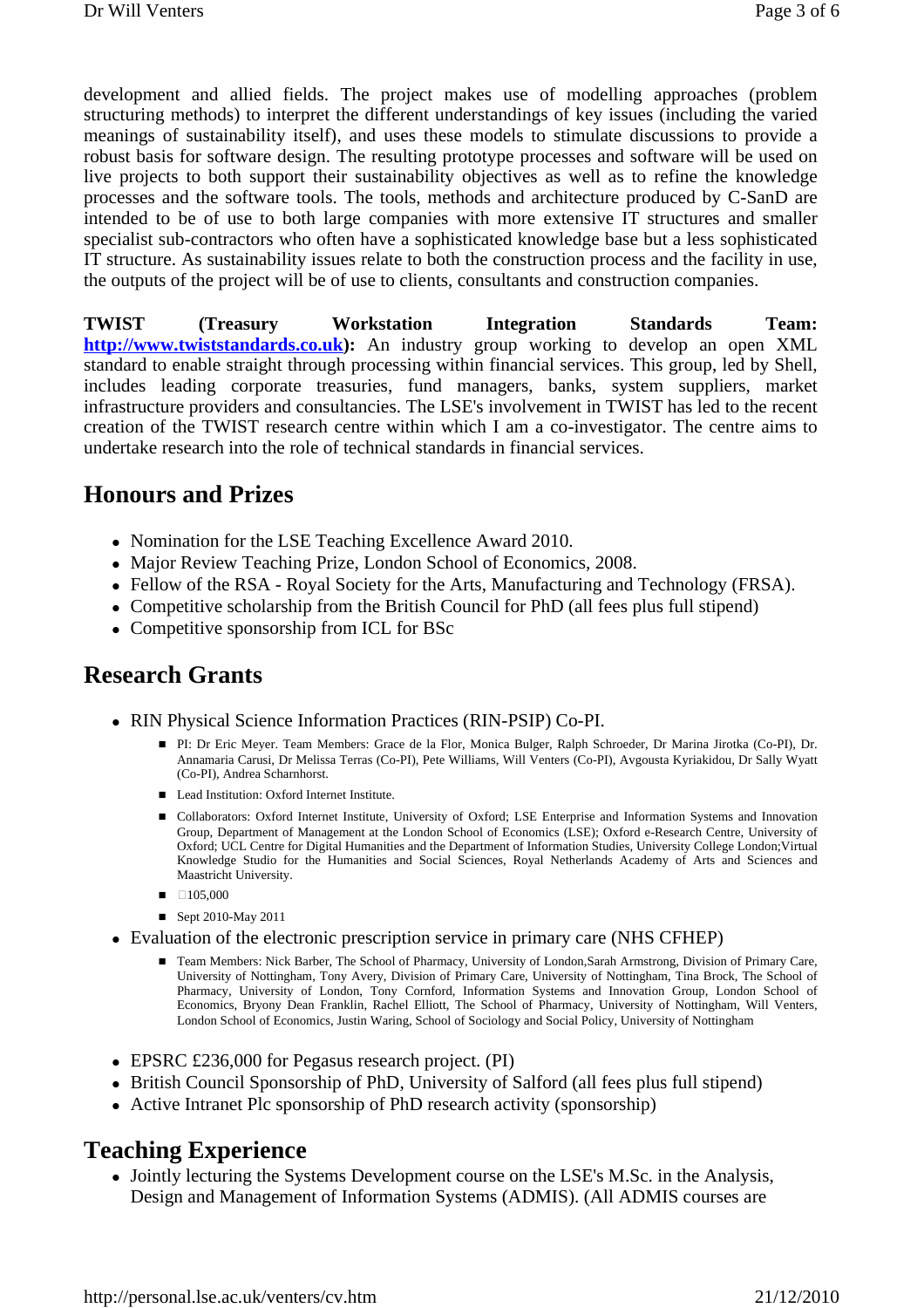development and allied fields. The project makes use of modelling approaches (problem structuring methods) to interpret the different understandings of key issues (including the varied meanings of sustainability itself), and uses these models to stimulate discussions to provide a robust basis for software design. The resulting prototype processes and software will be used on live projects to both support their sustainability objectives as well as to refine the knowledge processes and the software tools. The tools, methods and architecture produced by C-SanD are intended to be of use to both large companies with more extensive IT structures and smaller specialist sub-contractors who often have a sophisticated knowledge base but a less sophisticated IT structure. As sustainability issues relate to both the construction process and the facility in use, the outputs of the project will be of use to clients, consultants and construction companies.

**TWIST (Treasury Workstation Integration Standards Team: [http://www.twiststandards.co.uk](http://www.twiststandards.co.uk)):** An industry group working to develop an open XML standard to enable straight through processing within financial services. This group, led by Shell, includes leading corporate treasuries, fund managers, banks, system suppliers, market infrastructure providers and consultancies. The LSE's involvement in TWIST has led to the recent creation of the TWIST research centre within which I am a co-investigator. The centre aims to undertake research into the role of technical standards in financial services.

## Honours and Prizes

- Nomination for the LSE Teaching Excellence Award 2010.
- Major Review Teaching Prize, London School of Economics, 2008.
- Fellow of the RSA - Royal Society for the Arts, Manufacturing and Technology (FRSA).
- Competitive scholarship from the British Council for PhD (all fees plus full stipend)
- Competitive sponsorship from ICL for BSc

## Research Grants

- RIN Physical Science Information Practices (RIN-PSIP) Co-PI.
  - PI: Dr Eric Meyer. Team Members: Grace de la Flor, Monica Bulger, Ralph Schroeder, Dr Marina Jirotka (Co-PI), Dr. Annamaria Carusi, Dr Melissa Terras (Co-PI), Pete Williams, Will Venters (Co-PI), Avgousta Kyriakidou, Dr Sally Wyatt (Co-PI), Andrea Scharnhorst.
  - Lead Institution: Oxford Internet Institute.
  - Collaborators: Oxford Internet Institute, University of Oxford; LSE Enterprise and Information Systems and Innovation Group, Department of Management at the London School of Economics (LSE); Oxford e-Research Centre, University of Oxford; UCL Centre for Digital Humanities and the Department of Information Studies, University College London;Virtual Knowledge Studio for the Humanities and Social Sciences, Royal Netherlands Academy of Arts and Sciences and Maastricht University.
  - □105,000
  - Sept 2010-May 2011
- Evaluation of the electronic prescription service in primary care (NHS CFHEP)
  - Team Members: Nick Barber, The School of Pharmacy, University of London,Sarah Armstrong, Division of Primary Care, University of Nottingham, Tony Avery, Division of Primary Care, University of Nottingham, Tina Brock, The School of Pharmacy, University of London, Tony Cornford, Information Systems and Innovation Group, London School of Economics, Bryony Dean Franklin, Rachel Elliott, The School of Pharmacy, University of Nottingham, Will Venters, London School of Economics, Justin Waring, School of Sociology and Social Policy, University of Nottingham
- EPSRC £236,000 for Pegasus research project. (PI)
- British Council Sponsorship of PhD, University of Salford (all fees plus full stipend)
- Active Intranet Plc sponsorship of PhD research activity (sponsorship)

## Teaching Experience

- Jointly lecturing the Systems Development course on the LSE's M.Sc. in the Analysis, Design and Management of Information Systems (ADMIS). (All ADMIS courses are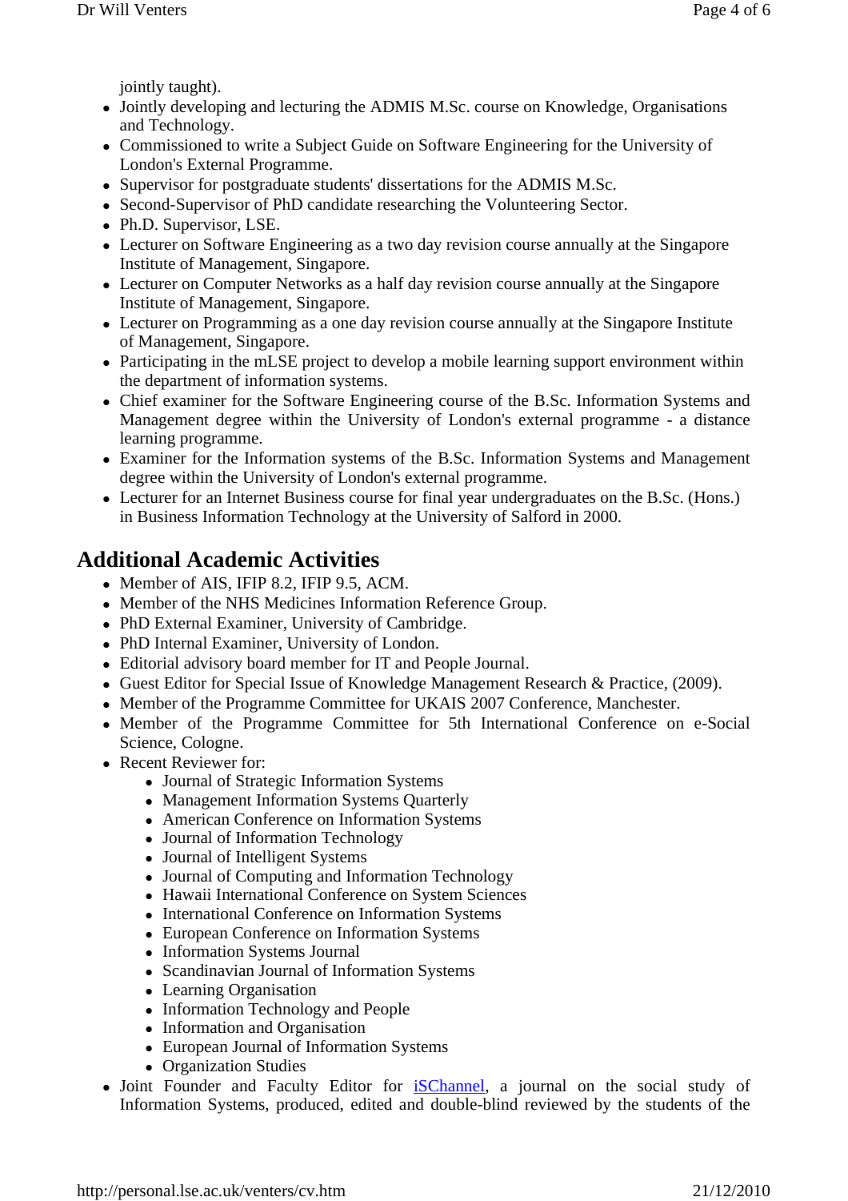jointly taught).

- Jointly developing and lecturing the ADMIS M.Sc. course on Knowledge, Organisations and Technology.
- Commissioned to write a Subject Guide on Software Engineering for the University of London's External Programme.
- Supervisor for postgraduate students' dissertations for the ADMIS M.Sc.
- Second-Supervisor of PhD candidate researching the Volunteering Sector.
- Ph.D. Supervisor, LSE.
- Lecturer on Software Engineering as a two day revision course annually at the Singapore Institute of Management, Singapore.
- Lecturer on Computer Networks as a half day revision course annually at the Singapore Institute of Management, Singapore.
- Lecturer on Programming as a one day revision course annually at the Singapore Institute of Management, Singapore.
- Participating in the mLSE project to develop a mobile learning support environment within the department of information systems.
- Chief examiner for the Software Engineering course of the B.Sc. Information Systems and Management degree within the University of London's external programme - a distance learning programme.
- Examiner for the Information systems of the B.Sc. Information Systems and Management degree within the University of London's external programme.
- Lecturer for an Internet Business course for final year undergraduates on the B.Sc. (Hons.) in Business Information Technology at the University of Salford in 2000.

## Additional Academic Activities

- Member of AIS, IFIP 8.2, IFIP 9.5, ACM.
- Member of the NHS Medicines Information Reference Group.
- PhD External Examiner, University of Cambridge.
- PhD Internal Examiner, University of London.
- Editorial advisory board member for IT and People Journal.
- Guest Editor for Special Issue of Knowledge Management Research & Practice, (2009).
- Member of the Programme Committee for UKAIS 2007 Conference, Manchester.
- Member of the Programme Committee for 5th International Conference on e-Social Science, Cologne.
- Recent Reviewer for:
  - Journal of Strategic Information Systems
  - Management Information Systems Quarterly
  - American Conference on Information Systems
  - Journal of Information Technology
  - Journal of Intelligent Systems
  - Journal of Computing and Information Technology
  - Hawaii International Conference on System Sciences
  - International Conference on Information Systems
  - European Conference on Information Systems
  - Information Systems Journal
  - Scandinavian Journal of Information Systems
  - Learning Organisation
  - Information Technology and People
  - Information and Organisation
  - European Journal of Information Systems
  - Organization Studies
- Joint Founder and Faculty Editor for iSChannel, a journal on the social study of Information Systems, produced, edited and double-blind reviewed by the students of the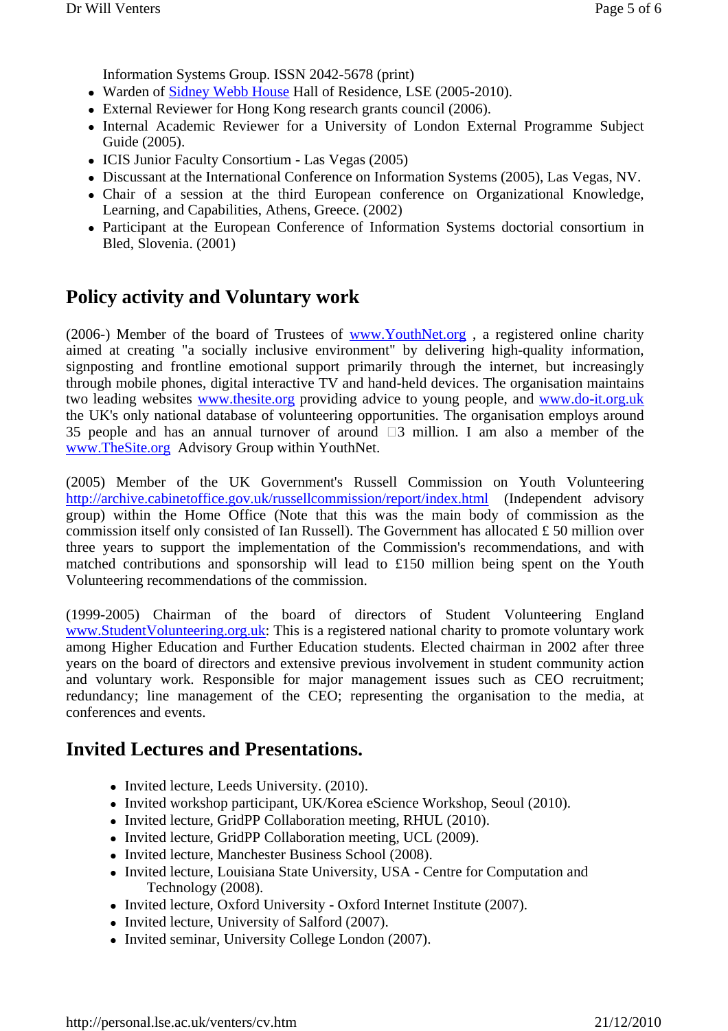Information Systems Group. ISSN 2042-5678 (print)

- Warden of Sidney Webb House Hall of Residence, LSE (2005-2010).
- External Reviewer for Hong Kong research grants council (2006).
- Internal Academic Reviewer for a University of London External Programme Subject Guide (2005).
- ICIS Junior Faculty Consortium - Las Vegas (2005)
- Discussant at the International Conference on Information Systems (2005), Las Vegas, NV.
- Chair of a session at the third European conference on Organizational Knowledge, Learning, and Capabilities, Athens, Greece. (2002)
- Participant at the European Conference of Information Systems doctorial consortium in Bled, Slovenia. (2001)

## Policy activity and Voluntary work

(2006-) Member of the board of Trustees of www.YouthNet.org , a registered online charity aimed at creating "a socially inclusive environment" by delivering high-quality information, signposting and frontline emotional support primarily through the internet, but increasingly through mobile phones, digital interactive TV and hand-held devices. The organisation maintains two leading websites www.thesite.org providing advice to young people, and www.do-it.org.uk the UK's only national database of volunteering opportunities. The organisation employs around 35 people and has an annual turnover of around □3 million. I am also a member of the www.TheSite.org Advisory Group within YouthNet.

(2005) Member of the UK Government's Russell Commission on Youth Volunteering http://archive.cabinetoffice.gov.uk/russellcommission/report/index.html (Independent advisory group) within the Home Office (Note that this was the main body of commission as the commission itself only consisted of Ian Russell). The Government has allocated £ 50 million over three years to support the implementation of the Commission's recommendations, and with matched contributions and sponsorship will lead to £150 million being spent on the Youth Volunteering recommendations of the commission.

(1999-2005) Chairman of the board of directors of Student Volunteering England www.StudentVolunteering.org.uk: This is a registered national charity to promote voluntary work among Higher Education and Further Education students. Elected chairman in 2002 after three years on the board of directors and extensive previous involvement in student community action and voluntary work. Responsible for major management issues such as CEO recruitment; redundancy; line management of the CEO; representing the organisation to the media, at conferences and events.

## Invited Lectures and Presentations.

- Invited lecture, Leeds University. (2010).
- Invited workshop participant, UK/Korea eScience Workshop, Seoul (2010).
- Invited lecture, GridPP Collaboration meeting, RHUL (2010).
- Invited lecture, GridPP Collaboration meeting, UCL (2009).
- Invited lecture, Manchester Business School (2008).
- Invited lecture, Louisiana State University, USA - Centre for Computation and Technology (2008).
- Invited lecture, Oxford University - Oxford Internet Institute (2007).
- Invited lecture, University of Salford (2007).
- Invited seminar, University College London (2007).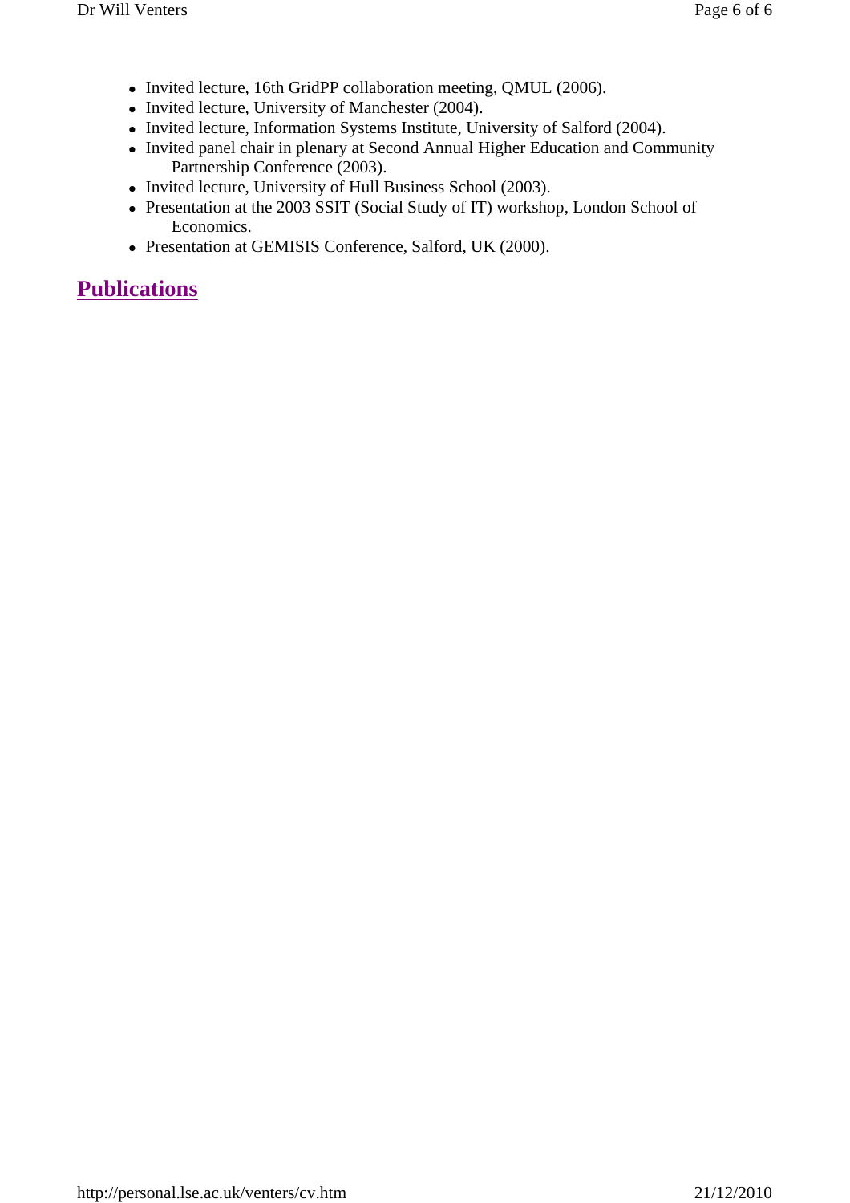- Invited lecture, 16th GridPP collaboration meeting, QMUL (2006).
- Invited lecture, University of Manchester (2004).
- Invited lecture, Information Systems Institute, University of Salford (2004).
- Invited panel chair in plenary at Second Annual Higher Education and Community Partnership Conference (2003).
- Invited lecture, University of Hull Business School (2003).
- Presentation at the 2003 SSIT (Social Study of IT) workshop, London School of Economics.
- Presentation at GEMISIS Conference, Salford, UK (2000).

## Publications